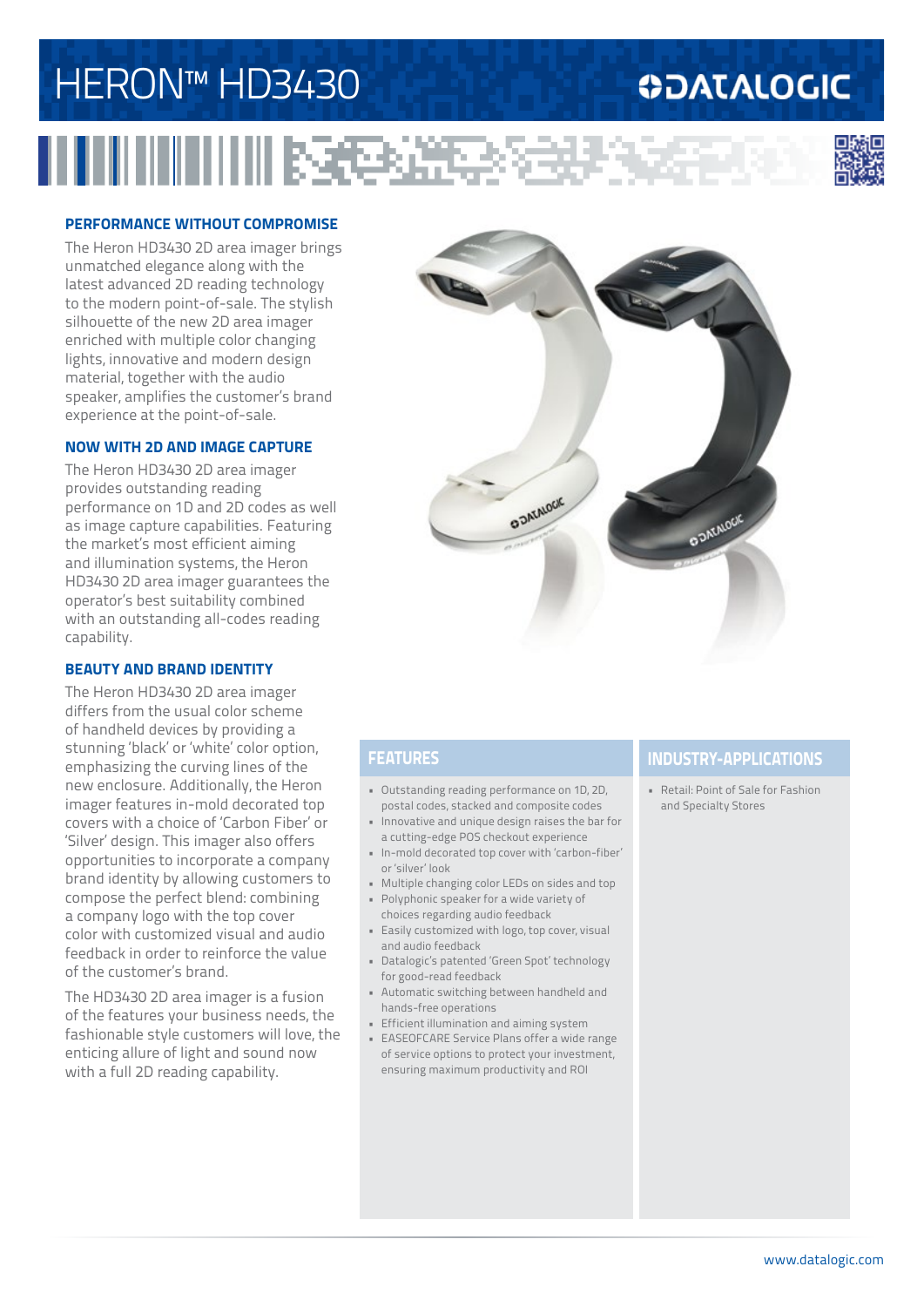# HERON™ HD3430

DATALOGIC

## PERFORMANCE WITHOUT COMPROMISE

The Heron HD3430 2D area imager brings unmatched elegance along with the latest advanced 2D reading technology to the modern point-of-sale. The stylish silhouette of the new 2D area imager enriched with multiple color changing lights, innovative and modern design material, together with the audio speaker, amplifies the customer's brand experience at the point-of-sale.

## NOW WITH 2D AND IMAGE CAPTURE

The Heron HD3430 2D area imager provides outstanding reading performance on 1D and 2D codes as well as image capture capabilities. Featuring the market's most efficient aiming and illumination systems, the Heron HD3430 2D area imager guarantees the operator's best suitability combined with an outstanding all-codes reading capability.

## BEAUTY AND BRAND IDENTITY

The Heron HD3430 2D area imager differs from the usual color scheme of handheld devices by providing a stunning 'black' or 'white' color option, emphasizing the curving lines of the new enclosure. Additionally, the Heron imager features in-mold decorated top covers with a choice of 'Carbon Fiber' or 'Silver' design. This imager also offers opportunities to incorporate a company brand identity by allowing customers to compose the perfect blend: combining a company logo with the top cover color with customized visual and audio feedback in order to reinforce the value of the customer's brand.

The HD3430 2D area imager is a fusion of the features your business needs, the fashionable style customers will love, the enticing allure of light and sound now with a full 2D reading capability.

## FEATURES

- Outstanding reading performance on 1D, 2D, postal codes, stacked and composite codes
- Innovative and unique design raises the bar for a cutting-edge POS checkout experience
- In-mold decorated top cover with 'carbon-fiber' or 'silver' look
- Multiple changing color LEDs on sides and top
- Polyphonic speaker for a wide variety of choices regarding audio feedback
- Easily customized with logo, top cover, visual and audio feedback
- Datalogic's patented 'Green Spot' technology for good-read feedback
- Automatic switching between handheld and hands-free operations
- Efficient illumination and aiming system
- EASEOFCARE Service Plans offer a wide range of service options to protect your investment, ensuring maximum productivity and ROI

## INDUSTRY-APPLICATIONS

- Retail: Point of Sale for Fashion and Specialty Stores

www.datalogic.com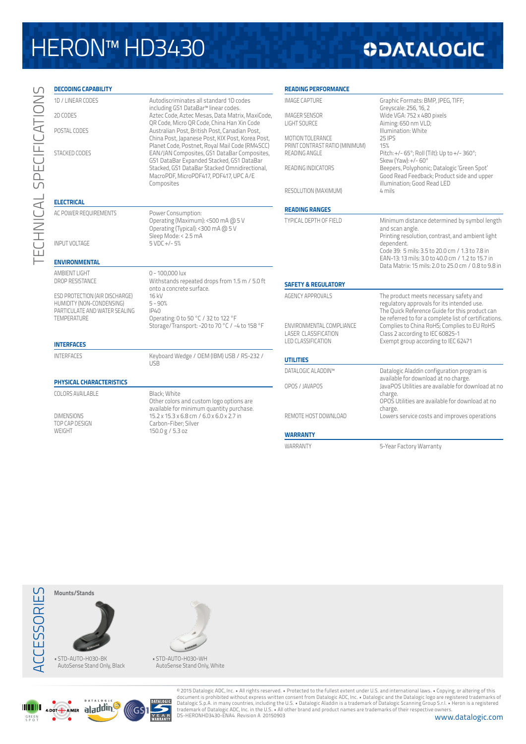# HERON™ HD3430

## TECHNICAL SPECIFICATIONS

### DECODING CAPABILITY

| | |
|---|---|
| 1D / LINEAR CODES | Autodiscriminates all standard 1D codes including GS1 DataBar™ linear codes. |
| 2D CODES | Aztec Code, Aztec Mesas, Data Matrix, MaxiCode, QR Code, Micro QR Code, China Han Xin Code |
| POSTAL CODES | Australian Post, British Post, Canadian Post, China Post, Japanese Post, KIX Post, Korea Post, Planet Code, Postnet, Royal Mail Code (RM4SCC) |
| STACKED CODES | EAN/JAN Composites, GS1 DataBar Composites, GS1 DataBar Expanded Stacked, GS1 DataBar Stacked, GS1 DataBar Stacked Omnidirectional, MacroPDF, MicroPDF417, PDF417, UPC A/E Composites |

### ELECTRICAL

| | |
|---|---|
| AC POWER REQUIREMENTS | Power Consumption: Operating (Maximum): <500 mA @ 5 V Operating (Typical): <300 mA @ 5 V Sleep Mode: < 2.5 mA |
| INPUT VOLTAGE | 5 VDC +/- 5% |

### ENVIRONMENTAL

| | |
|---|---|
| AMBIENT LIGHT | 0 - 100,000 lux |
| DROP RESISTANCE | Withstands repeated drops from 1.5 m / 5.0 ft onto a concrete surface. |
| ESD PROTECTION (AIR DISCHARGE) | 16 kV |
| HUMIDITY (NON-CONDENSING) | 5 - 90% |
| PARTICULATE AND WATER SEALING | IP40 |
| TEMPERATURE | Operating: 0 to 50 °C / 32 to 122 °F Storage/Transport: -20 to 70 °C / -4 to 158 °F |

### INTERFACES

| | |
|---|---|
| INTERFACES | Keyboard Wedge / OEM (IBM) USB / RS-232 / USB |

### PHYSICAL CHARACTERISTICS

| | |
|---|---|
| COLORS AVAILABLE | Black; White Other colors and custom logo options are available for minimum quantity purchase. |
| DIMENSIONS | 15.2 x 15.3 x 6.8 cm / 6.0 x 6.0 x 2.7 in |
| TOP CAP DESIGN | Carbon-Fiber; Silver |
| WEIGHT | 150.0 g / 5.3 oz |

### READING PERFORMANCE

| | |
|---|---|
| IMAGE CAPTURE | Graphic Formats: BMP, JPEG, TIFF; Greyscale: 256, 16, 2 |
| IMAGER SENSOR | Wide VGA: 752 x 480 pixels |
| LIGHT SOURCE | Aiming: 650 nm VLD; Illumination: White |
| MOTION TOLERANCE | 25 IPS |
| PRINT CONTRAST RATIO (MINIMUM) | 15% |
| READING ANGLE | Pitch: +/- 65°; Roll (Tilt): Up to +/- 360°; Skew (Yaw): +/- 60° |
| READING INDICATORS | Beepers, Polyphonic; Datalogic 'Green Spot' Good Read Feedback; Product side and upper illumination; Good Read LED |
| RESOLUTION (MAXIMUM) | 4 mils |

### READING RANGES

| | |
|---|---|
| TYPICAL DEPTH OF FIELD | Minimum distance determined by symbol length and scan angle. Printing resolution, contrast, and ambient light dependent. Code 39: 5 mils: 3.5 to 20.0 cm / 1.3 to 7.8 in EAN-13: 13 mils: 3.0 to 40.0 cm / 1.2 to 15.7 in Data Matrix: 15 mils: 2.0 to 25.0 cm / 0.8 to 9.8 in |

### SAFETY & REGULATORY

| | |
|---|---|
| AGENCY APPROVALS | The product meets necessary safety and regulatory approvals for its intended use. The Quick Reference Guide for this product can be referred to for a complete list of certifications. |
| ENVIRONMENTAL COMPLIANCE | Complies to China RoHS; Complies to EU RoHS |
| LASER CLASSIFICATION | Class 2 according to IEC 60825-1 |
| LED CLASSIFICATION | Exempt group according to IEC 62471 |

### UTILITIES

| | |
|---|---|
| DATALOGIC ALADDIN™ | Datalogic Aladdin configuration program is available for download at no charge. |
| OPOS / JAVAPOS | JavaPOS Utilities are available for download at no charge. OPOS Utilities are available for download at no charge. |
| REMOTE HOST DOWNLOAD | Lowers service costs and improves operations |

### WARRANTY

| | |
|---|---|
| WARRANTY | 5-Year Factory Warranty |

## ACCESSORIES

**Mounts/Stands**

- STD-AUTO-H030-BK AutoSense Stand Only, Black
- STD-AUTO-H030-WH AutoSense Stand Only, White

© 2015 Datalogic ADC, Inc. • All rights reserved. • Protected to the fullest extent under U.S. and international laws. • Copying, or altering of this document is prohibited without express written consent from Datalogic ADC, Inc. • Datalogic and the Datalogic logo are registered trademarks of Datalogic S.p.A. in many countries, including the U.S. • Datalogic Aladdin is a trademark of Datalogic Scanning Group S.r.l. • Heron is a registered trademark of Datalogic ADC, Inc. in the U.S. • All other brand and product names are trademarks of their respective owners.
DS-HERONHD3430-ENA4 Revision A 20150903

www.datalogic.com